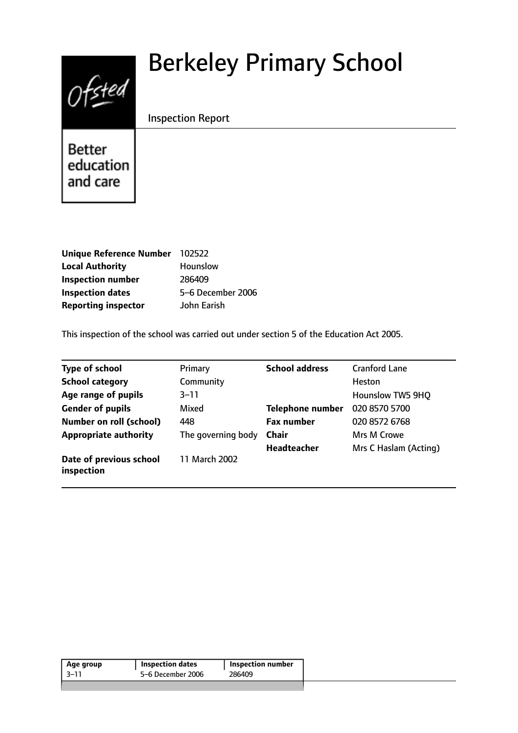# Berkeley Primary School

Inspection Report

Better education and care

| | |
|---|---|
| **Unique Reference Number** | 102522 |
| **Local Authority** | Hounslow |
| **Inspection number** | 286409 |
| **Inspection dates** | 5–6 December 2006 |
| **Reporting inspector** | John Earish |

This inspection of the school was carried out under section 5 of the Education Act 2005.

| | | | |
|---|---|---|---|
| **Type of school** | Primary | **School address** | Cranford Lane |
| **School category** | Community | | Heston |
| **Age range of pupils** | 3–11 | | Hounslow TW5 9HQ |
| **Gender of pupils** | Mixed | **Telephone number** | 020 8570 5700 |
| **Number on roll (school)** | 448 | **Fax number** | 020 8572 6768 |
| **Appropriate authority** | The governing body | **Chair** | Mrs M Crowe |
| | | **Headteacher** | Mrs C Haslam (Acting) |
| **Date of previous school inspection** | 11 March 2002 | | |

| Age group | Inspection dates | Inspection number |
|---|---|---|
| 3–11 | 5–6 December 2006 | 286409 |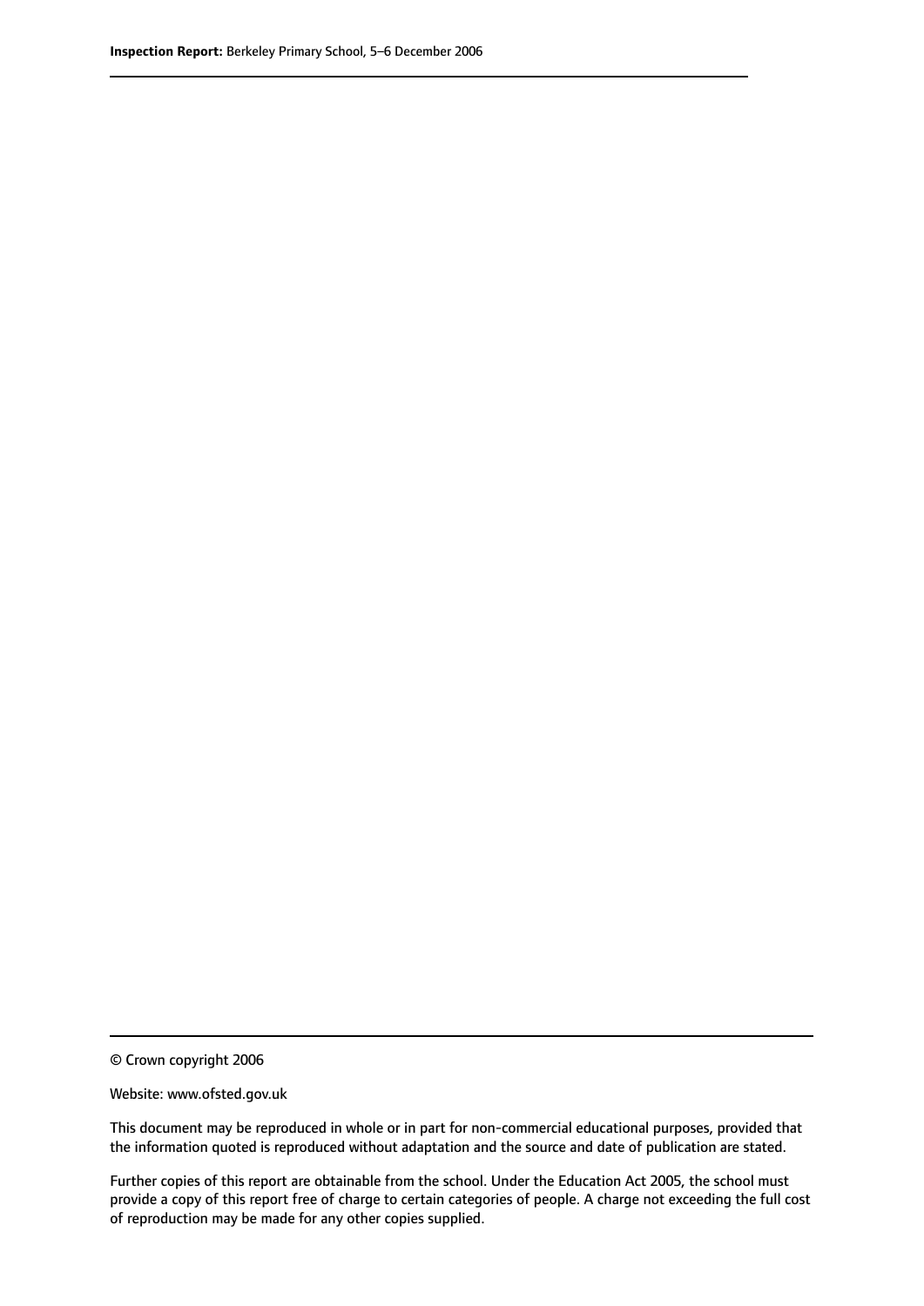© Crown copyright 2006

Website: www.ofsted.gov.uk

This document may be reproduced in whole or in part for non-commercial educational purposes, provided that the information quoted is reproduced without adaptation and the source and date of publication are stated.

Further copies of this report are obtainable from the school. Under the Education Act 2005, the school must provide a copy of this report free of charge to certain categories of people. A charge not exceeding the full cost of reproduction may be made for any other copies supplied.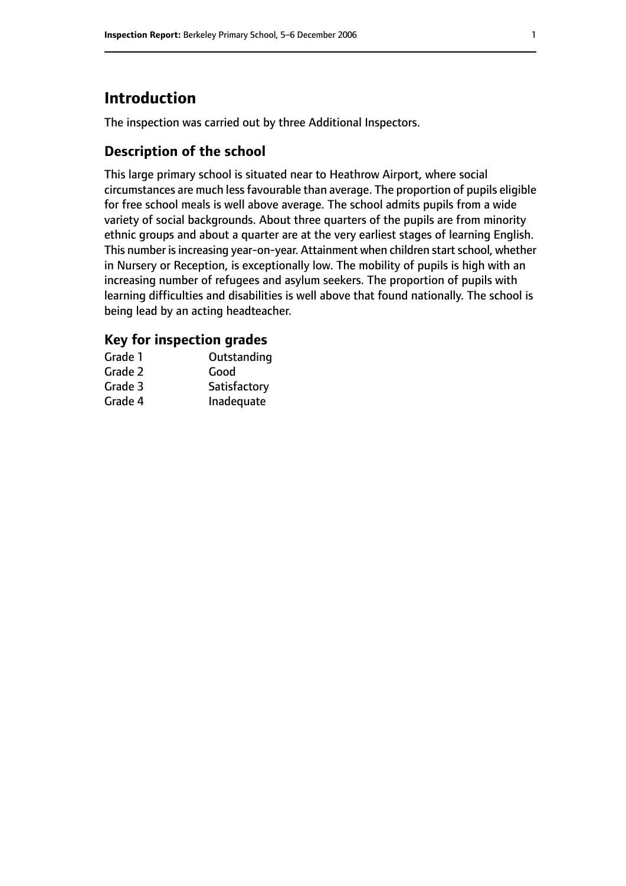# Introduction

The inspection was carried out by three Additional Inspectors.

## Description of the school

This large primary school is situated near to Heathrow Airport, where social circumstances are much less favourable than average. The proportion of pupils eligible for free school meals is well above average. The school admits pupils from a wide variety of social backgrounds. About three quarters of the pupils are from minority ethnic groups and about a quarter are at the very earliest stages of learning English. This number is increasing year-on-year. Attainment when children start school, whether in Nursery or Reception, is exceptionally low. The mobility of pupils is high with an increasing number of refugees and asylum seekers. The proportion of pupils with learning difficulties and disabilities is well above that found nationally. The school is being lead by an acting headteacher.

## Key for inspection grades

| | |
|---|---|
| Grade 1 | Outstanding |
| Grade 2 | Good |
| Grade 3 | Satisfactory |
| Grade 4 | Inadequate |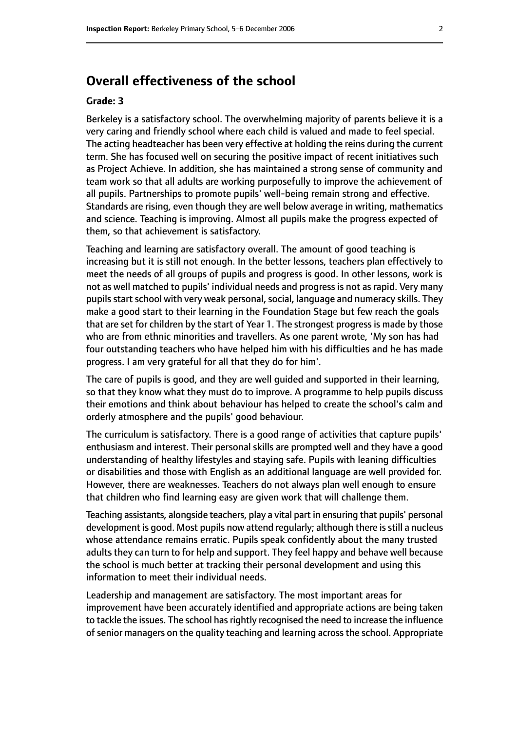## Overall effectiveness of the school

**Grade: 3**

Berkeley is a satisfactory school. The overwhelming majority of parents believe it is a very caring and friendly school where each child is valued and made to feel special. The acting headteacher has been very effective at holding the reins during the current term. She has focused well on securing the positive impact of recent initiatives such as Project Achieve. In addition, she has maintained a strong sense of community and team work so that all adults are working purposefully to improve the achievement of all pupils. Partnerships to promote pupils' well-being remain strong and effective. Standards are rising, even though they are well below average in writing, mathematics and science. Teaching is improving. Almost all pupils make the progress expected of them, so that achievement is satisfactory.

Teaching and learning are satisfactory overall. The amount of good teaching is increasing but it is still not enough. In the better lessons, teachers plan effectively to meet the needs of all groups of pupils and progress is good. In other lessons, work is not as well matched to pupils' individual needs and progress is not as rapid. Very many pupils start school with very weak personal, social, language and numeracy skills. They make a good start to their learning in the Foundation Stage but few reach the goals that are set for children by the start of Year 1. The strongest progress is made by those who are from ethnic minorities and travellers. As one parent wrote, 'My son has had four outstanding teachers who have helped him with his difficulties and he has made progress. I am very grateful for all that they do for him'.

The care of pupils is good, and they are well guided and supported in their learning, so that they know what they must do to improve. A programme to help pupils discuss their emotions and think about behaviour has helped to create the school's calm and orderly atmosphere and the pupils' good behaviour.

The curriculum is satisfactory. There is a good range of activities that capture pupils' enthusiasm and interest. Their personal skills are prompted well and they have a good understanding of healthy lifestyles and staying safe. Pupils with leaning difficulties or disabilities and those with English as an additional language are well provided for. However, there are weaknesses. Teachers do not always plan well enough to ensure that children who find learning easy are given work that will challenge them.

Teaching assistants, alongside teachers, play a vital part in ensuring that pupils' personal development is good. Most pupils now attend regularly; although there is still a nucleus whose attendance remains erratic. Pupils speak confidently about the many trusted adults they can turn to for help and support. They feel happy and behave well because the school is much better at tracking their personal development and using this information to meet their individual needs.

Leadership and management are satisfactory. The most important areas for improvement have been accurately identified and appropriate actions are being taken to tackle the issues. The school has rightly recognised the need to increase the influence of senior managers on the quality teaching and learning across the school. Appropriate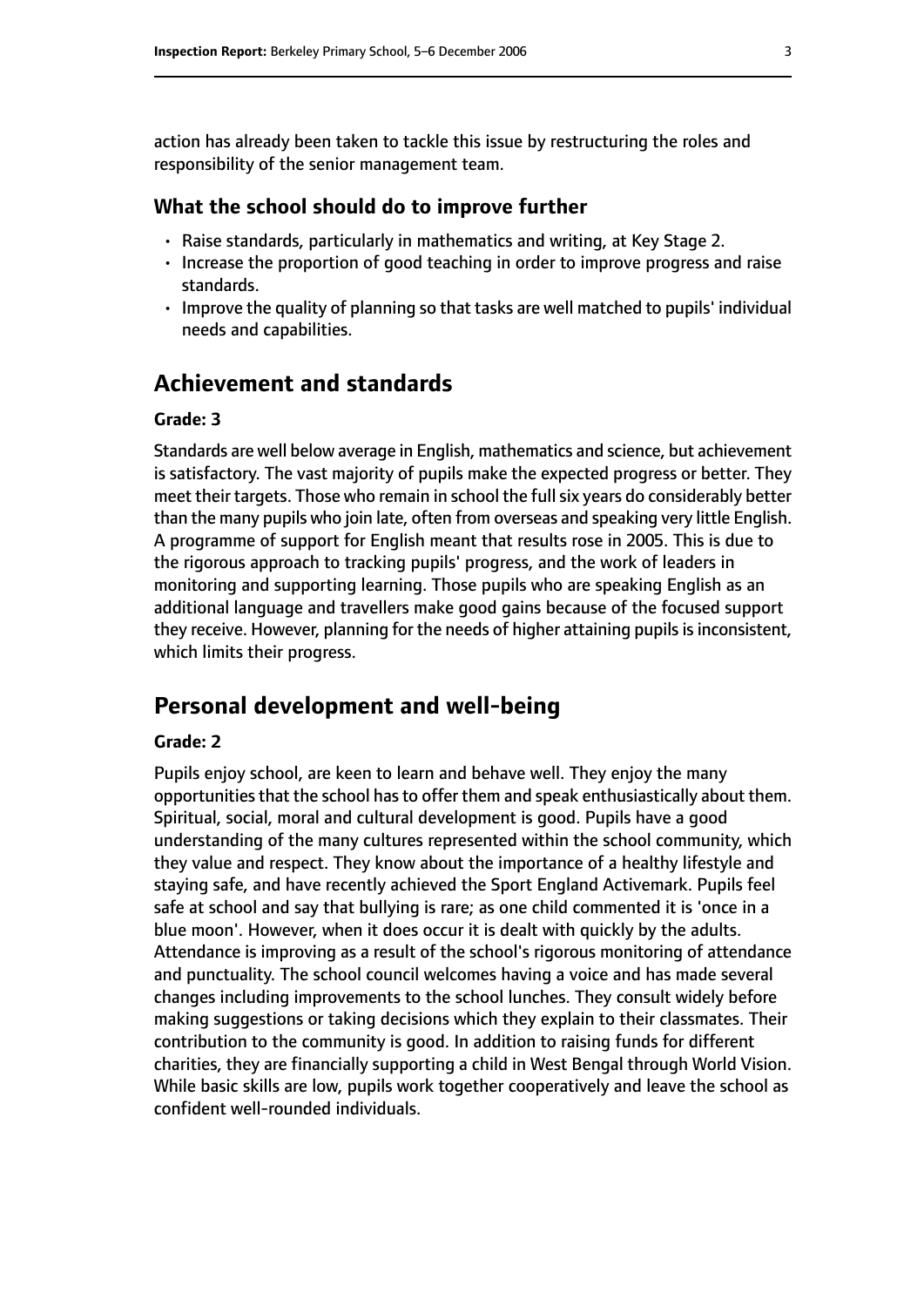action has already been taken to tackle this issue by restructuring the roles and responsibility of the senior management team.

### What the school should do to improve further

- Raise standards, particularly in mathematics and writing, at Key Stage 2.
- Increase the proportion of good teaching in order to improve progress and raise standards.
- Improve the quality of planning so that tasks are well matched to pupils' individual needs and capabilities.

## Achievement and standards

#### Grade: 3

Standards are well below average in English, mathematics and science, but achievement is satisfactory. The vast majority of pupils make the expected progress or better. They meet their targets. Those who remain in school the full six years do considerably better than the many pupils who join late, often from overseas and speaking very little English. A programme of support for English meant that results rose in 2005. This is due to the rigorous approach to tracking pupils' progress, and the work of leaders in monitoring and supporting learning. Those pupils who are speaking English as an additional language and travellers make good gains because of the focused support they receive. However, planning for the needs of higher attaining pupils is inconsistent, which limits their progress.

## Personal development and well-being

#### Grade: 2

Pupils enjoy school, are keen to learn and behave well. They enjoy the many opportunities that the school has to offer them and speak enthusiastically about them. Spiritual, social, moral and cultural development is good. Pupils have a good understanding of the many cultures represented within the school community, which they value and respect. They know about the importance of a healthy lifestyle and staying safe, and have recently achieved the Sport England Activemark. Pupils feel safe at school and say that bullying is rare; as one child commented it is 'once in a blue moon'. However, when it does occur it is dealt with quickly by the adults. Attendance is improving as a result of the school's rigorous monitoring of attendance and punctuality. The school council welcomes having a voice and has made several changes including improvements to the school lunches. They consult widely before making suggestions or taking decisions which they explain to their classmates. Their contribution to the community is good. In addition to raising funds for different charities, they are financially supporting a child in West Bengal through World Vision. While basic skills are low, pupils work together cooperatively and leave the school as confident well-rounded individuals.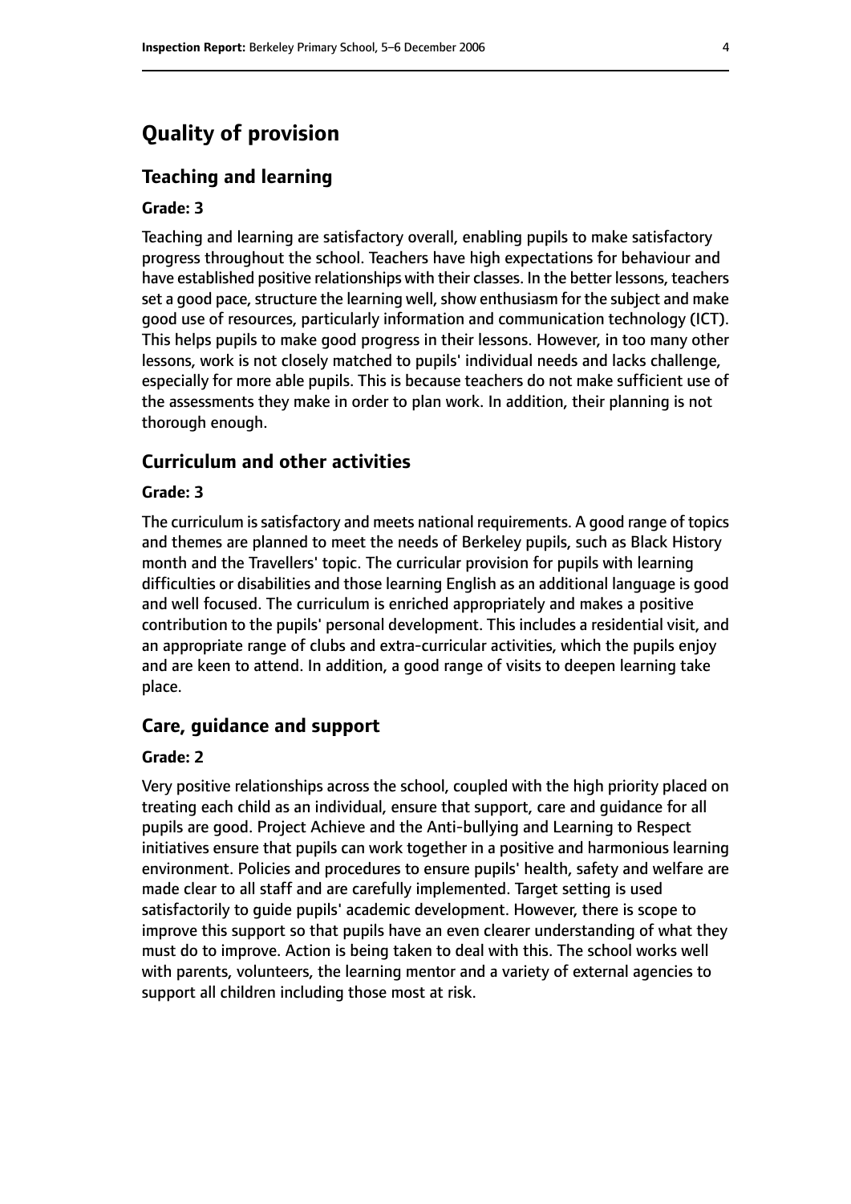# Quality of provision

## Teaching and learning

**Grade: 3**

Teaching and learning are satisfactory overall, enabling pupils to make satisfactory progress throughout the school. Teachers have high expectations for behaviour and have established positive relationships with their classes. In the better lessons, teachers set a good pace, structure the learning well, show enthusiasm for the subject and make good use of resources, particularly information and communication technology (ICT). This helps pupils to make good progress in their lessons. However, in too many other lessons, work is not closely matched to pupils' individual needs and lacks challenge, especially for more able pupils. This is because teachers do not make sufficient use of the assessments they make in order to plan work. In addition, their planning is not thorough enough.

## Curriculum and other activities

**Grade: 3**

The curriculum is satisfactory and meets national requirements. A good range of topics and themes are planned to meet the needs of Berkeley pupils, such as Black History month and the Travellers' topic. The curricular provision for pupils with learning difficulties or disabilities and those learning English as an additional language is good and well focused. The curriculum is enriched appropriately and makes a positive contribution to the pupils' personal development. This includes a residential visit, and an appropriate range of clubs and extra-curricular activities, which the pupils enjoy and are keen to attend. In addition, a good range of visits to deepen learning take place.

## Care, guidance and support

**Grade: 2**

Very positive relationships across the school, coupled with the high priority placed on treating each child as an individual, ensure that support, care and guidance for all pupils are good. Project Achieve and the Anti-bullying and Learning to Respect initiatives ensure that pupils can work together in a positive and harmonious learning environment. Policies and procedures to ensure pupils' health, safety and welfare are made clear to all staff and are carefully implemented. Target setting is used satisfactorily to guide pupils' academic development. However, there is scope to improve this support so that pupils have an even clearer understanding of what they must do to improve. Action is being taken to deal with this. The school works well with parents, volunteers, the learning mentor and a variety of external agencies to support all children including those most at risk.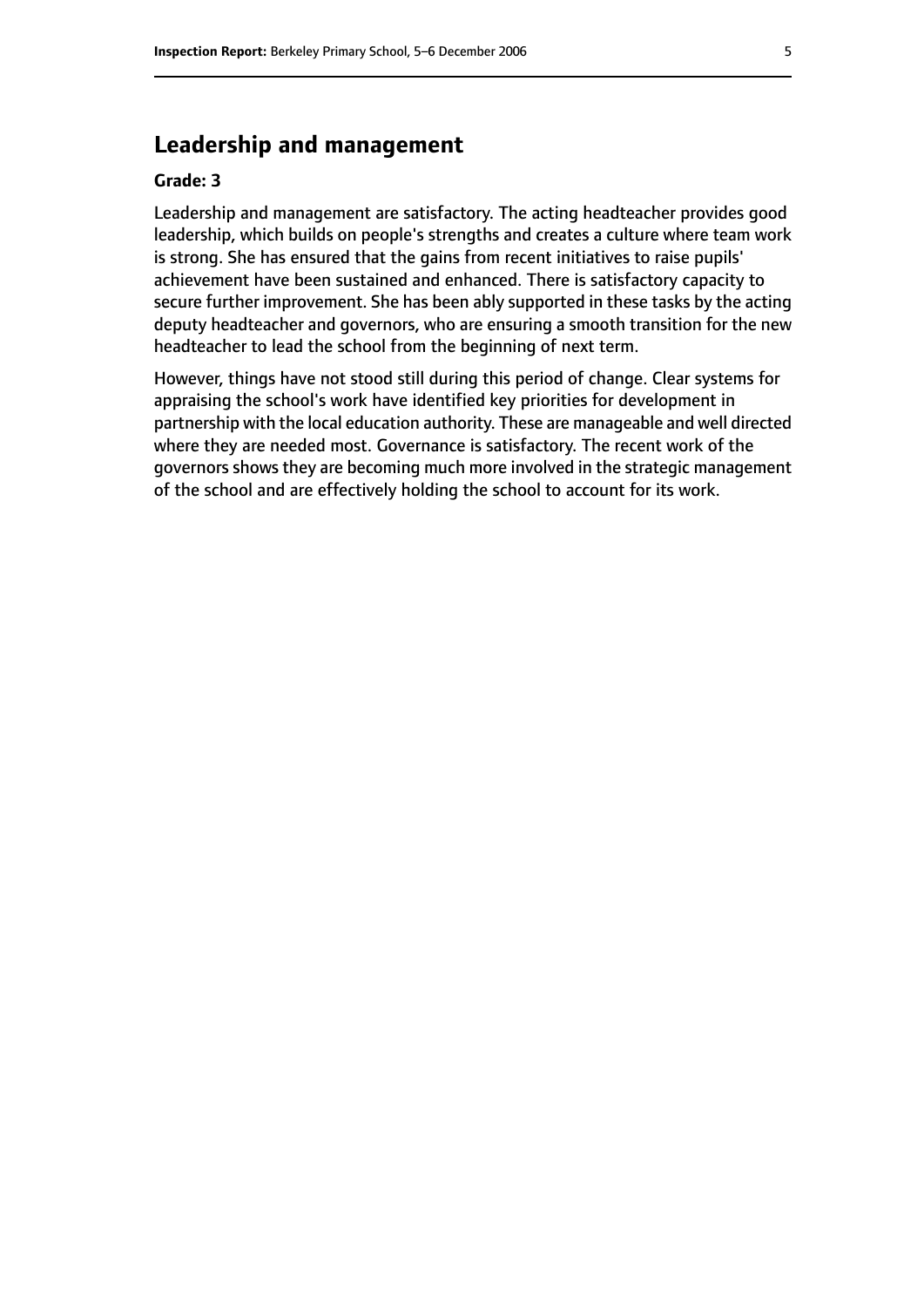## Leadership and management

**Grade: 3**

Leadership and management are satisfactory. The acting headteacher provides good leadership, which builds on people's strengths and creates a culture where team work is strong. She has ensured that the gains from recent initiatives to raise pupils' achievement have been sustained and enhanced. There is satisfactory capacity to secure further improvement. She has been ably supported in these tasks by the acting deputy headteacher and governors, who are ensuring a smooth transition for the new headteacher to lead the school from the beginning of next term.

However, things have not stood still during this period of change. Clear systems for appraising the school's work have identified key priorities for development in partnership with the local education authority. These are manageable and well directed where they are needed most. Governance is satisfactory. The recent work of the governors shows they are becoming much more involved in the strategic management of the school and are effectively holding the school to account for its work.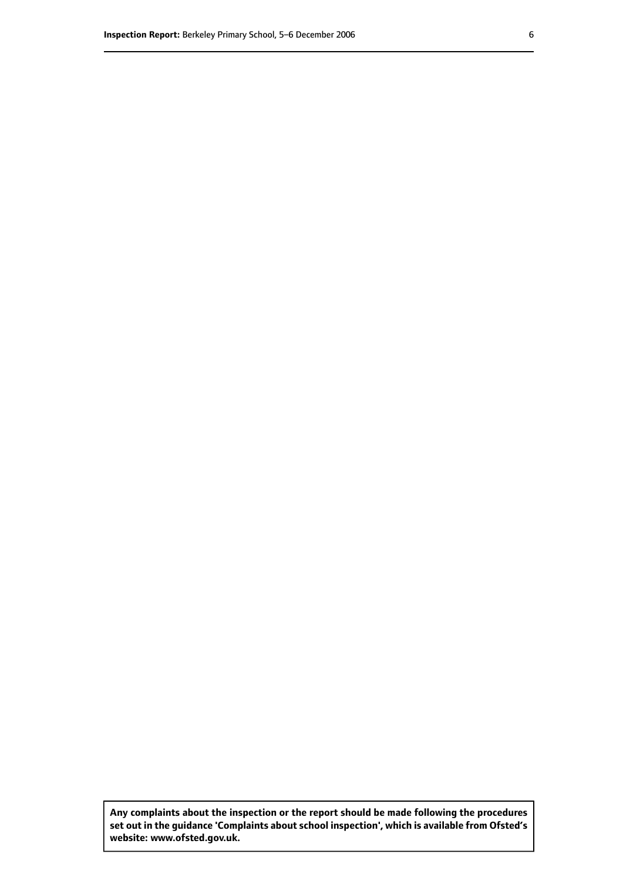**Any complaints about the inspection or the report should be made following the procedures set out in the guidance 'Complaints about school inspection', which is available from Ofsted's website: www.ofsted.gov.uk.**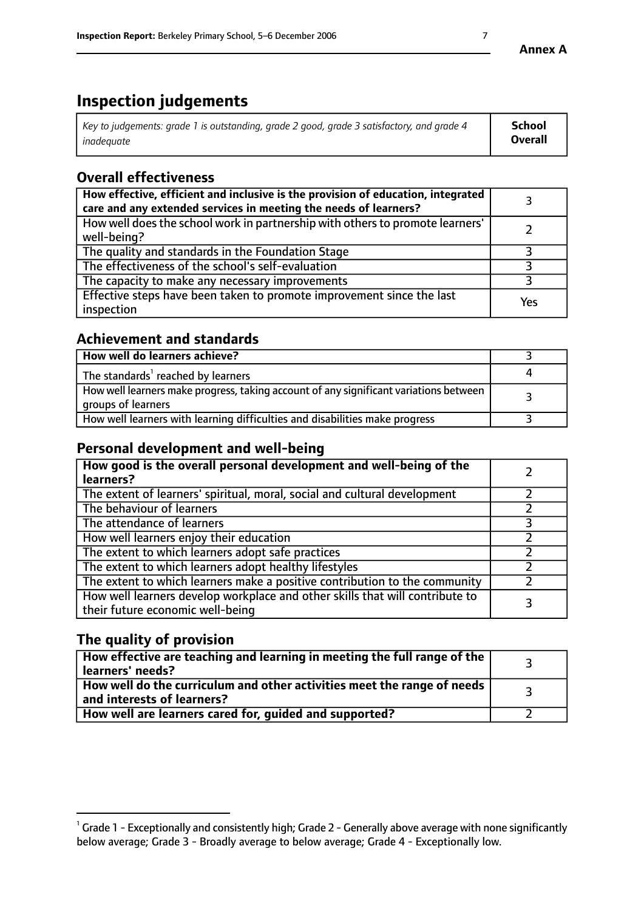**Annex A**

# Inspection judgements

| *Key to judgements: grade 1 is outstanding, grade 2 good, grade 3 satisfactory, and grade 4 inadequate* | **School Overall** |
|---|---|

## Overall effectiveness

| | |
|---|---|
| **How effective, efficient and inclusive is the provision of education, integrated care and any extended services in meeting the needs of learners?** | 3 |
| How well does the school work in partnership with others to promote learners' well-being? | 2 |
| The quality and standards in the Foundation Stage | 3 |
| The effectiveness of the school's self-evaluation | 3 |
| The capacity to make any necessary improvements | 3 |
| Effective steps have been taken to promote improvement since the last inspection | Yes |

## Achievement and standards

| | |
|---|---|
| **How well do learners achieve?** | 3 |
| The standards[1] reached by learners | 4 |
| How well learners make progress, taking account of any significant variations between groups of learners | 3 |
| How well learners with learning difficulties and disabilities make progress | 3 |

## Personal development and well-being

| | |
|---|---|
| **How good is the overall personal development and well-being of the learners?** | 2 |
| The extent of learners' spiritual, moral, social and cultural development | 2 |
| The behaviour of learners | 2 |
| The attendance of learners | 3 |
| How well learners enjoy their education | 2 |
| The extent to which learners adopt safe practices | 2 |
| The extent to which learners adopt healthy lifestyles | 2 |
| The extent to which learners make a positive contribution to the community | 2 |
| How well learners develop workplace and other skills that will contribute to their future economic well-being | 3 |

## The quality of provision

| | |
|---|---|
| **How effective are teaching and learning in meeting the full range of the learners' needs?** | 3 |
| **How well do the curriculum and other activities meet the range of needs and interests of learners?** | 3 |
| **How well are learners cared for, guided and supported?** | 2 |

[1] Grade 1 - Exceptionally and consistently high; Grade 2 - Generally above average with none significantly below average; Grade 3 - Broadly average to below average; Grade 4 - Exceptionally low.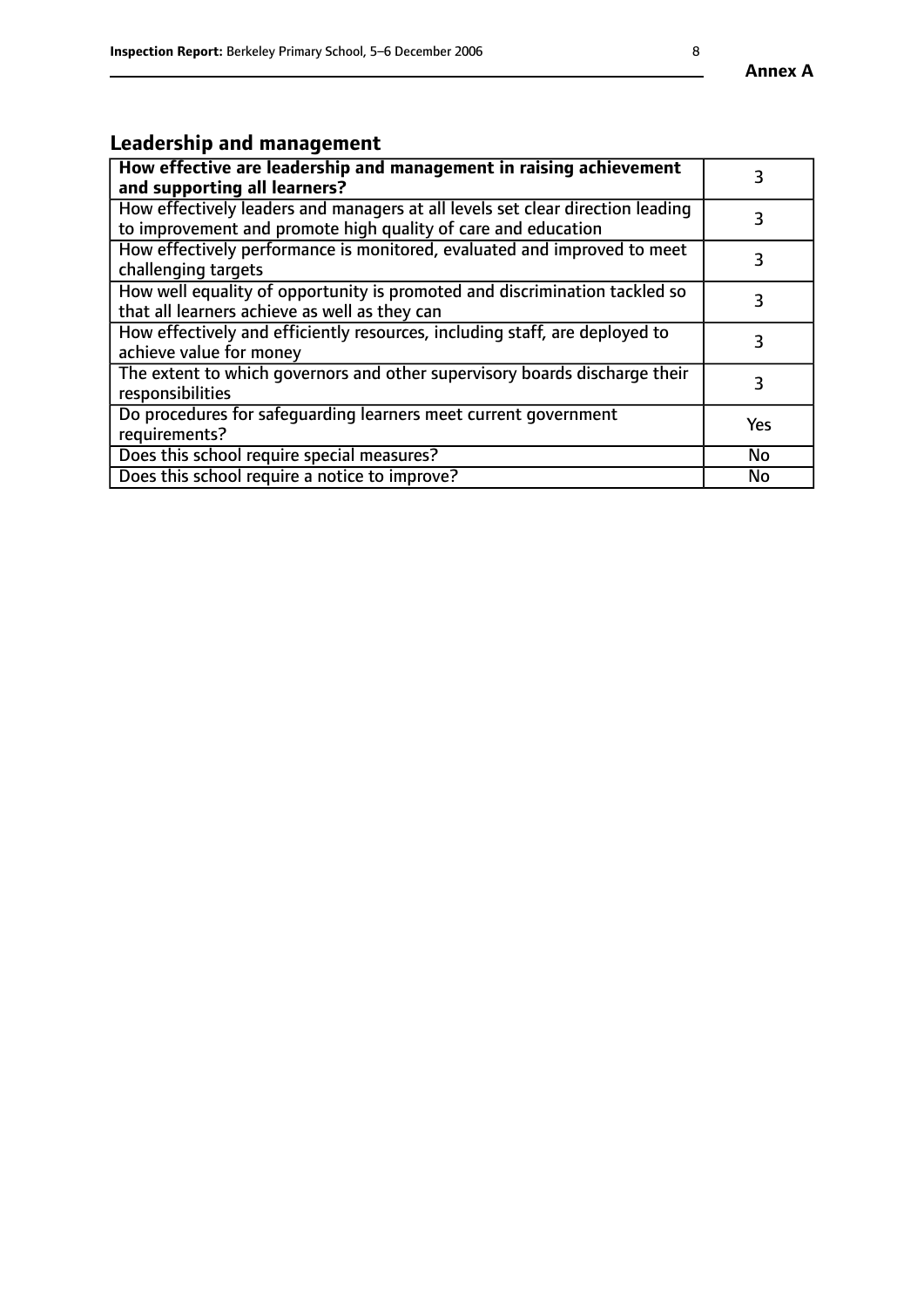## Leadership and management

| **How effective are leadership and management in raising achievement and supporting all learners?** | 3 |
|---|---|
| How effectively leaders and managers at all levels set clear direction leading to improvement and promote high quality of care and education | 3 |
| How effectively performance is monitored, evaluated and improved to meet challenging targets | 3 |
| How well equality of opportunity is promoted and discrimination tackled so that all learners achieve as well as they can | 3 |
| How effectively and efficiently resources, including staff, are deployed to achieve value for money | 3 |
| The extent to which governors and other supervisory boards discharge their responsibilities | 3 |
| Do procedures for safeguarding learners meet current government requirements? | Yes |
| Does this school require special measures? | No |
| Does this school require a notice to improve? | No |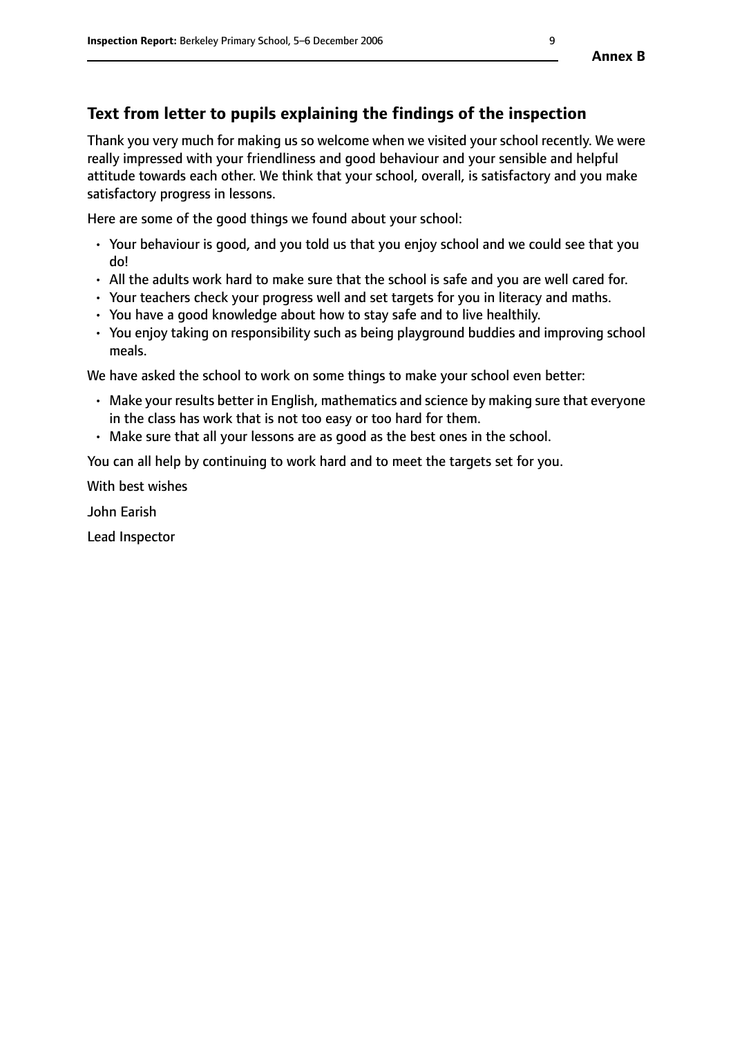## Text from letter to pupils explaining the findings of the inspection

Thank you very much for making us so welcome when we visited your school recently. We were really impressed with your friendliness and good behaviour and your sensible and helpful attitude towards each other. We think that your school, overall, is satisfactory and you make satisfactory progress in lessons.

Here are some of the good things we found about your school:

- Your behaviour is good, and you told us that you enjoy school and we could see that you do!
- All the adults work hard to make sure that the school is safe and you are well cared for.
- Your teachers check your progress well and set targets for you in literacy and maths.
- You have a good knowledge about how to stay safe and to live healthily.
- You enjoy taking on responsibility such as being playground buddies and improving school meals.

We have asked the school to work on some things to make your school even better:

- Make your results better in English, mathematics and science by making sure that everyone in the class has work that is not too easy or too hard for them.
- Make sure that all your lessons are as good as the best ones in the school.

You can all help by continuing to work hard and to meet the targets set for you.

With best wishes

John Earish

Lead Inspector